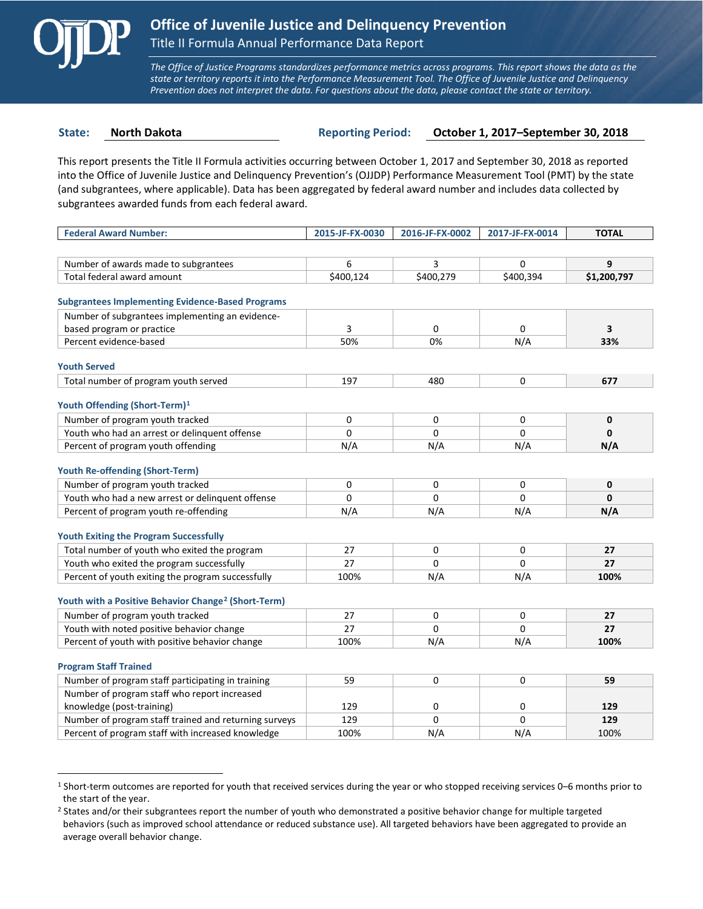# Office of Juvenile Justice and Delinquency Prevention

## Title II Formula Annual Performance Data Report

*The Office of Justice Programs standardizes performance metrics across programs. This report shows the data as the state or territory reports it into the Performance Measurement Tool. The Office of Juvenile Justice and Delinquency Prevention does not interpret the data. For questions about the data, please contact the state or territory.*

**State:** North Dakota **Reporting Period:** October 1, 2017–September 30, 2018

This report presents the Title II Formula activities occurring between October 1, 2017 and September 30, 2018 as reported into the Office of Juvenile Justice and Delinquency Prevention's (OJJDP) Performance Measurement Tool (PMT) by the state (and subgrantees, where applicable). Data has been aggregated by federal award number and includes data collected by subgrantees awarded funds from each federal award.

| Federal Award Number: | 2015-JF-FX-0030 | 2016-JF-FX-0002 | 2017-JF-FX-0014 | TOTAL |
|---|---|---|---|---|
| Number of awards made to subgrantees | 6 | 3 | 0 | **9** |
| Total federal award amount | $400,124 | $400,279 | $400,394 | **$1,200,797** |

### Subgrantees Implementing Evidence-Based Programs

| | | | | |
|---|---|---|---|---|
| Number of subgrantees implementing an evidence-based program or practice | 3 | 0 | 0 | **3** |
| Percent evidence-based | 50% | 0% | N/A | **33%** |

### Youth Served

| | | | | |
|---|---|---|---|---|
| Total number of program youth served | 197 | 480 | 0 | **677** |

### Youth Offending (Short-Term)[1]

| | | | | |
|---|---|---|---|---|
| Number of program youth tracked | 0 | 0 | 0 | **0** |
| Youth who had an arrest or delinquent offense | 0 | 0 | 0 | **0** |
| Percent of program youth offending | N/A | N/A | N/A | **N/A** |

### Youth Re-offending (Short-Term)

| | | | | |
|---|---|---|---|---|
| Number of program youth tracked | 0 | 0 | 0 | **0** |
| Youth who had a new arrest or delinquent offense | 0 | 0 | 0 | **0** |
| Percent of program youth re-offending | N/A | N/A | N/A | **N/A** |

### Youth Exiting the Program Successfully

| | | | | |
|---|---|---|---|---|
| Total number of youth who exited the program | 27 | 0 | 0 | **27** |
| Youth who exited the program successfully | 27 | 0 | 0 | **27** |
| Percent of youth exiting the program successfully | 100% | N/A | N/A | **100%** |

### Youth with a Positive Behavior Change[2] (Short-Term)

| | | | | |
|---|---|---|---|---|
| Number of program youth tracked | 27 | 0 | 0 | **27** |
| Youth with noted positive behavior change | 27 | 0 | 0 | **27** |
| Percent of youth with positive behavior change | 100% | N/A | N/A | **100%** |

### Program Staff Trained

| | | | | |
|---|---|---|---|---|
| Number of program staff participating in training | 59 | 0 | 0 | **59** |
| Number of program staff who report increased knowledge (post-training) | 129 | 0 | 0 | **129** |
| Number of program staff trained and returning surveys | 129 | 0 | 0 | **129** |
| Percent of program staff with increased knowledge | 100% | N/A | N/A | 100% |

---

[1] Short-term outcomes are reported for youth that received services during the year or who stopped receiving services 0–6 months prior to the start of the year.

[2] States and/or their subgrantees report the number of youth who demonstrated a positive behavior change for multiple targeted behaviors (such as improved school attendance or reduced substance use). All targeted behaviors have been aggregated to provide an average overall behavior change.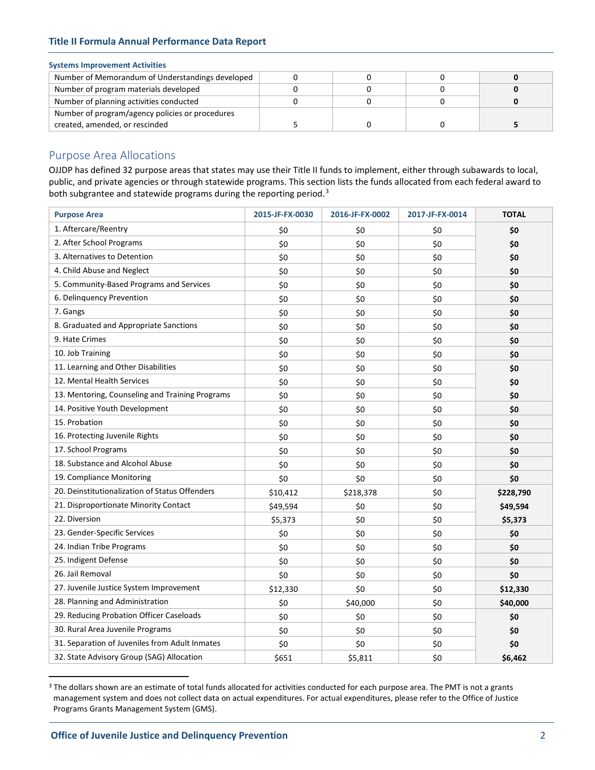**Systems Improvement Activities**

| | | | | |
|---|---|---|---|---|
| Number of Memorandum of Understandings developed | 0 | 0 | 0 | **0** |
| Number of program materials developed | 0 | 0 | 0 | **0** |
| Number of planning activities conducted | 0 | 0 | 0 | **0** |
| Number of program/agency policies or procedures created, amended, or rescinded | 5 | 0 | 0 | **5** |

## Purpose Area Allocations

OJJDP has defined 32 purpose areas that states may use their Title II funds to implement, either through subawards to local, public, and private agencies or through statewide programs. This section lists the funds allocated from each federal award to both subgrantee and statewide programs during the reporting period.[3]

| Purpose Area | 2015-JF-FX-0030 | 2016-JF-FX-0002 | 2017-JF-FX-0014 | TOTAL |
|---|---|---|---|---|
| 1. Aftercare/Reentry | $0 | $0 | $0 | **$0** |
| 2. After School Programs | $0 | $0 | $0 | **$0** |
| 3. Alternatives to Detention | $0 | $0 | $0 | **$0** |
| 4. Child Abuse and Neglect | $0 | $0 | $0 | **$0** |
| 5. Community-Based Programs and Services | $0 | $0 | $0 | **$0** |
| 6. Delinquency Prevention | $0 | $0 | $0 | **$0** |
| 7. Gangs | $0 | $0 | $0 | **$0** |
| 8. Graduated and Appropriate Sanctions | $0 | $0 | $0 | **$0** |
| 9. Hate Crimes | $0 | $0 | $0 | **$0** |
| 10. Job Training | $0 | $0 | $0 | **$0** |
| 11. Learning and Other Disabilities | $0 | $0 | $0 | **$0** |
| 12. Mental Health Services | $0 | $0 | $0 | **$0** |
| 13. Mentoring, Counseling and Training Programs | $0 | $0 | $0 | **$0** |
| 14. Positive Youth Development | $0 | $0 | $0 | **$0** |
| 15. Probation | $0 | $0 | $0 | **$0** |
| 16. Protecting Juvenile Rights | $0 | $0 | $0 | **$0** |
| 17. School Programs | $0 | $0 | $0 | **$0** |
| 18. Substance and Alcohol Abuse | $0 | $0 | $0 | **$0** |
| 19. Compliance Monitoring | $0 | $0 | $0 | **$0** |
| 20. Deinstitutionalization of Status Offenders | $10,412 | $218,378 | $0 | **$228,790** |
| 21. Disproportionate Minority Contact | $49,594 | $0 | $0 | **$49,594** |
| 22. Diversion | $5,373 | $0 | $0 | **$5,373** |
| 23. Gender-Specific Services | $0 | $0 | $0 | **$0** |
| 24. Indian Tribe Programs | $0 | $0 | $0 | **$0** |
| 25. Indigent Defense | $0 | $0 | $0 | **$0** |
| 26. Jail Removal | $0 | $0 | $0 | **$0** |
| 27. Juvenile Justice System Improvement | $12,330 | $0 | $0 | **$12,330** |
| 28. Planning and Administration | $0 | $40,000 | $0 | **$40,000** |
| 29. Reducing Probation Officer Caseloads | $0 | $0 | $0 | **$0** |
| 30. Rural Area Juvenile Programs | $0 | $0 | $0 | **$0** |
| 31. Separation of Juveniles from Adult Inmates | $0 | $0 | $0 | **$0** |
| 32. State Advisory Group (SAG) Allocation | $651 | $5,811 | $0 | **$6,462** |

[3] The dollars shown are an estimate of total funds allocated for activities conducted for each purpose area. The PMT is not a grants management system and does not collect data on actual expenditures. For actual expenditures, please refer to the Office of Justice Programs Grants Management System (GMS).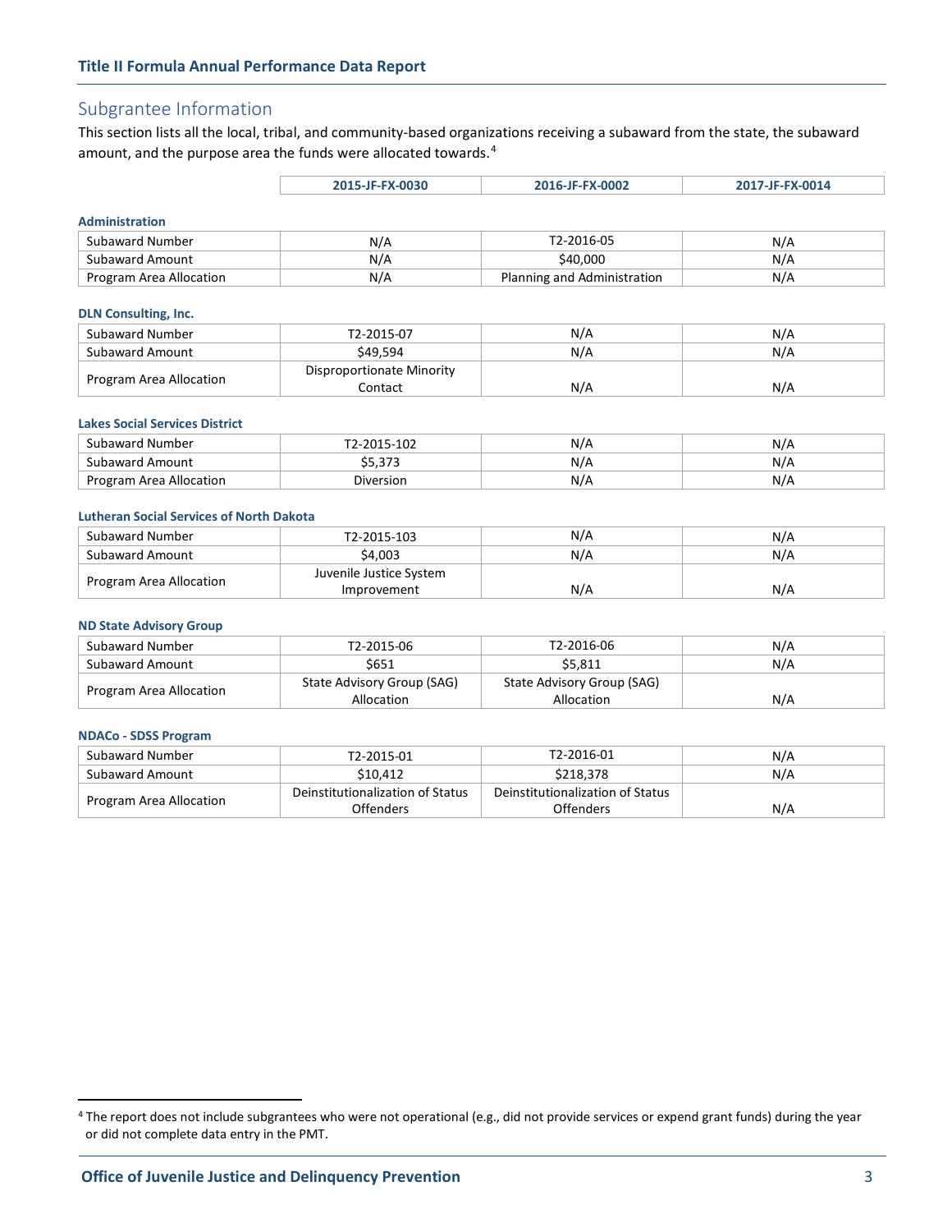## Subgrantee Information

This section lists all the local, tribal, and community-based organizations receiving a subaward from the state, the subaward amount, and the purpose area the funds were allocated towards.[4]

| | 2015-JF-FX-0030 | 2016-JF-FX-0002 | 2017-JF-FX-0014 |
|---|---|---|---|

**Administration**

| | | | |
|---|---|---|---|
| Subaward Number | N/A | T2-2016-05 | N/A |
| Subaward Amount | N/A | $40,000 | N/A |
| Program Area Allocation | N/A | Planning and Administration | N/A |

**DLN Consulting, Inc.**

| | | | |
|---|---|---|---|
| Subaward Number | T2-2015-07 | N/A | N/A |
| Subaward Amount | $49,594 | N/A | N/A |
| Program Area Allocation | Disproportionate Minority Contact | N/A | N/A |

**Lakes Social Services District**

| | | | |
|---|---|---|---|
| Subaward Number | T2-2015-102 | N/A | N/A |
| Subaward Amount | $5,373 | N/A | N/A |
| Program Area Allocation | Diversion | N/A | N/A |

**Lutheran Social Services of North Dakota**

| | | | |
|---|---|---|---|
| Subaward Number | T2-2015-103 | N/A | N/A |
| Subaward Amount | $4,003 | N/A | N/A |
| Program Area Allocation | Juvenile Justice System Improvement | N/A | N/A |

**ND State Advisory Group**

| | | | |
|---|---|---|---|
| Subaward Number | T2-2015-06 | T2-2016-06 | N/A |
| Subaward Amount | $651 | $5,811 | N/A |
| Program Area Allocation | State Advisory Group (SAG) Allocation | State Advisory Group (SAG) Allocation | N/A |

**NDACo - SDSS Program**

| | | | |
|---|---|---|---|
| Subaward Number | T2-2015-01 | T2-2016-01 | N/A |
| Subaward Amount | $10,412 | $218,378 | N/A |
| Program Area Allocation | Deinstitutionalization of Status Offenders | Deinstitutionalization of Status Offenders | N/A |

[4] The report does not include subgrantees who were not operational (e.g., did not provide services or expend grant funds) during the year or did not complete data entry in the PMT.